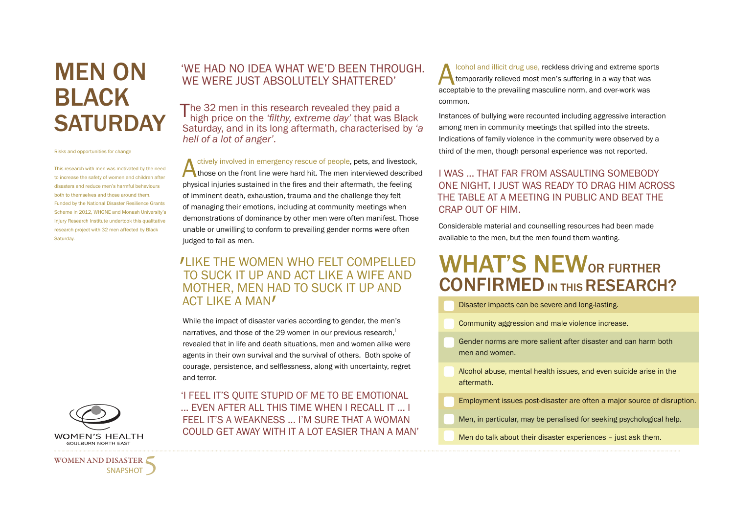# MEN ON BLACK SATURDAY

Risks and opportunities for change

This research with men was motivated by the need to increase the safety of women and children after disasters and reduce men's harmful behaviours both to themselves and those around them. Funded by the National Disaster Resilience Grants Scheme in 2012, WHGNE and Monash University's Injury Research Institute undertook this qualitative research project with 32 men affected by Black Saturday.

## 'WE HAD NO IDEA WHAT WE'D BEEN THROUGH. WE WERE JUST ABSOLUTELY SHATTERED'

The 32 men in this research revealed they paid a high price on the *'filthy, extreme day'* that was Black Saturday, and in its long aftermath, characterised by *'a hell of a lot of anger'*.

Actively involved in emergency rescue of people, pets, and livestock, those on the front line were hard hit. The men interviewed described physical injuries sustained in the fires and their aftermath, the feeling of imminent death, exhaustion, trauma and the challenge they felt of managing their emotions, including at community meetings when demonstrations of dominance by other men were often manifest. Those unable or unwilling to conform to prevailing gender norms were often judged to fail as men.

## 'LIKE THE WOMEN WHO FELT COMPELLED TO SUCK IT UP AND ACT LIKE A WIFE AND MOTHER, MEN HAD TO SUCK IT UP AND ACT LIKE A MAN'

While the impact of disaster varies according to gender, the men's narratives, and those of the 29 women in our previous research,[i] revealed that in life and death situations, men and women alike were agents in their own survival and the survival of others. Both spoke of courage, persistence, and selflessness, along with uncertainty, regret and terror.

## 'I FEEL IT'S QUITE STUPID OF ME TO BE EMOTIONAL ... EVEN AFTER ALL THIS TIME WHEN I RECALL IT ... I FEEL IT'S A WEAKNESS ... I'M SURE THAT A WOMAN COULD GET AWAY WITH IT A LOT EASIER THAN A MAN'

Alcohol and illicit drug use, reckless driving and extreme sports temporarily relieved most men's suffering in a way that was acceptable to the prevailing masculine norm, and over-work was common.

Instances of bullying were recounted including aggressive interaction among men in community meetings that spilled into the streets. Indications of family violence in the community were observed by a third of the men, though personal experience was not reported.

## I WAS ... THAT FAR FROM ASSAULTING SOMEBODY ONE NIGHT, I JUST WAS READY TO DRAG HIM ACROSS THE TABLE AT A MEETING IN PUBLIC AND BEAT THE CRAP OUT OF HIM.

Considerable material and counselling resources had been made available to the men, but the men found them wanting.

## WHAT'S NEW OR FURTHER CONFIRMED IN THIS RESEARCH?

- Disaster impacts can be severe and long-lasting.
- Community aggression and male violence increase.
- Gender norms are more salient after disaster and can harm both men and women.
- Alcohol abuse, mental health issues, and even suicide arise in the aftermath.
- Employment issues post-disaster are often a major source of disruption.
- Men, in particular, may be penalised for seeking psychological help.
- Men do talk about their disaster experiences – just ask them.

WOMEN'S HEALTH
GOULBURN NORTH EAST

WOMEN AND DISASTER SNAPSHOT 5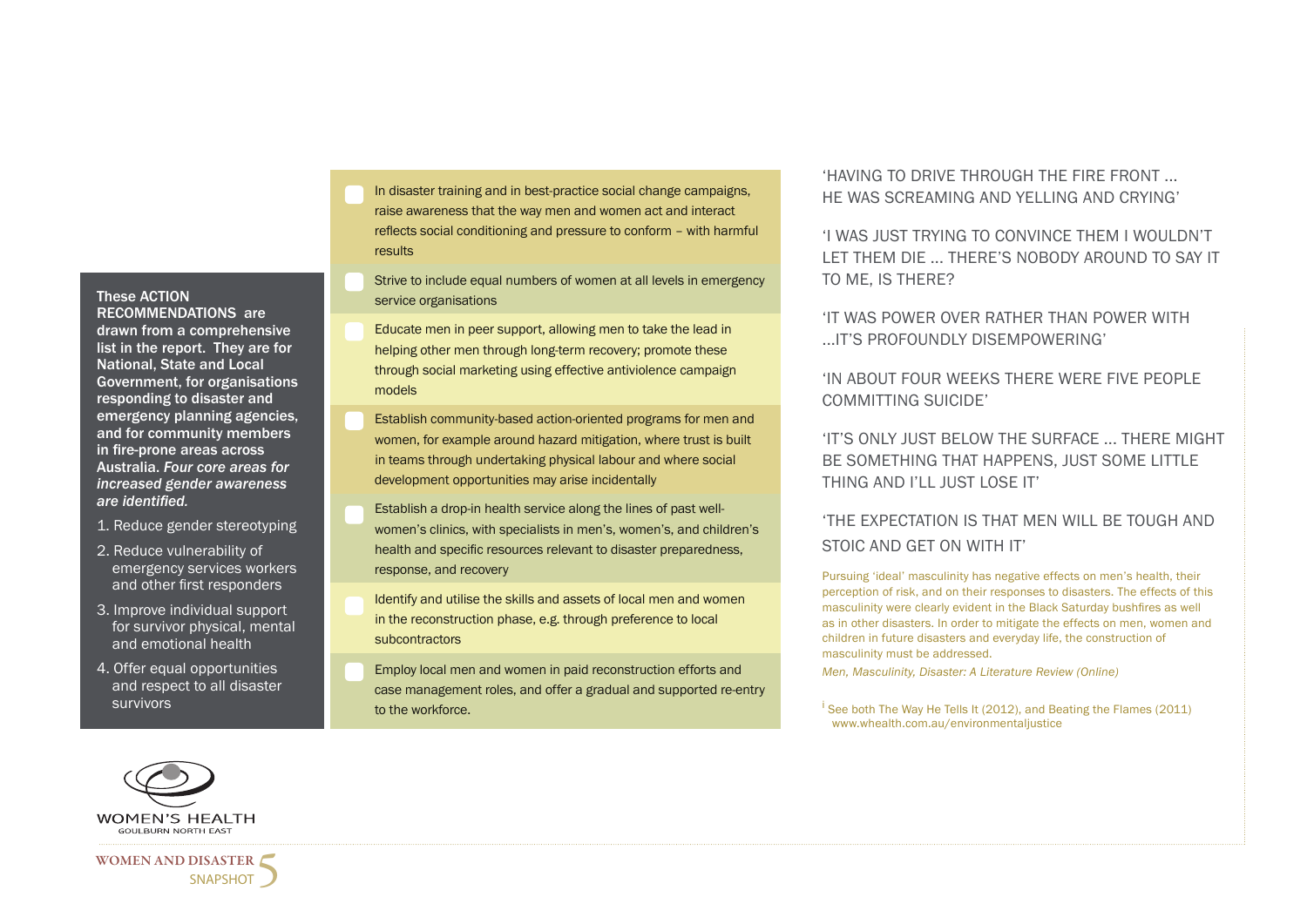**These ACTION RECOMMENDATIONS are drawn from a comprehensive list in the report. They are for National, State and Local Government, for organisations responding to disaster and emergency planning agencies, and for community members in fire-prone areas across Australia.** ***Four core areas for increased gender awareness are identified.***

1. Reduce gender stereotyping
2. Reduce vulnerability of emergency services workers and other first responders
3. Improve individual support for survivor physical, mental and emotional health
4. Offer equal opportunities and respect to all disaster survivors

- In disaster training and in best-practice social change campaigns, raise awareness that the way men and women act and interact reflects social conditioning and pressure to conform – with harmful results
- Strive to include equal numbers of women at all levels in emergency service organisations
- Educate men in peer support, allowing men to take the lead in helping other men through long-term recovery; promote these through social marketing using effective antiviolence campaign models
- Establish community-based action-oriented programs for men and women, for example around hazard mitigation, where trust is built in teams through undertaking physical labour and where social development opportunities may arise incidentally
- Establish a drop-in health service along the lines of past well-women's clinics, with specialists in men's, women's, and children's health and specific resources relevant to disaster preparedness, response, and recovery
- Identify and utilise the skills and assets of local men and women in the reconstruction phase, e.g. through preference to local subcontractors
- Employ local men and women in paid reconstruction efforts and case management roles, and offer a gradual and supported re-entry to the workforce.

'HAVING TO DRIVE THROUGH THE FIRE FRONT … HE WAS SCREAMING AND YELLING AND CRYING'

'I WAS JUST TRYING TO CONVINCE THEM I WOULDN'T LET THEM DIE … THERE'S NOBODY AROUND TO SAY IT TO ME, IS THERE?

'IT WAS POWER OVER RATHER THAN POWER WITH …IT'S PROFOUNDLY DISEMPOWERING'

'IN ABOUT FOUR WEEKS THERE WERE FIVE PEOPLE COMMITTING SUICIDE'

'IT'S ONLY JUST BELOW THE SURFACE … THERE MIGHT BE SOMETHING THAT HAPPENS, JUST SOME LITTLE THING AND I'LL JUST LOSE IT'

'THE EXPECTATION IS THAT MEN WILL BE TOUGH AND STOIC AND GET ON WITH IT'

Pursuing 'ideal' masculinity has negative effects on men's health, their perception of risk, and on their responses to disasters. The effects of this masculinity were clearly evident in the Black Saturday bushfires as well as in other disasters. In order to mitigate the effects on men, women and children in future disasters and everyday life, the construction of masculinity must be addressed.

*Men, Masculinity, Disaster: A Literature Review (Online)*

[i] See both The Way He Tells It (2012), and Beating the Flames (2011) www.whealth.com.au/environmentaljustice

WOMEN'S HEALTH
GOULBURN NORTH EAST

WOMEN AND DISASTER SNAPSHOT